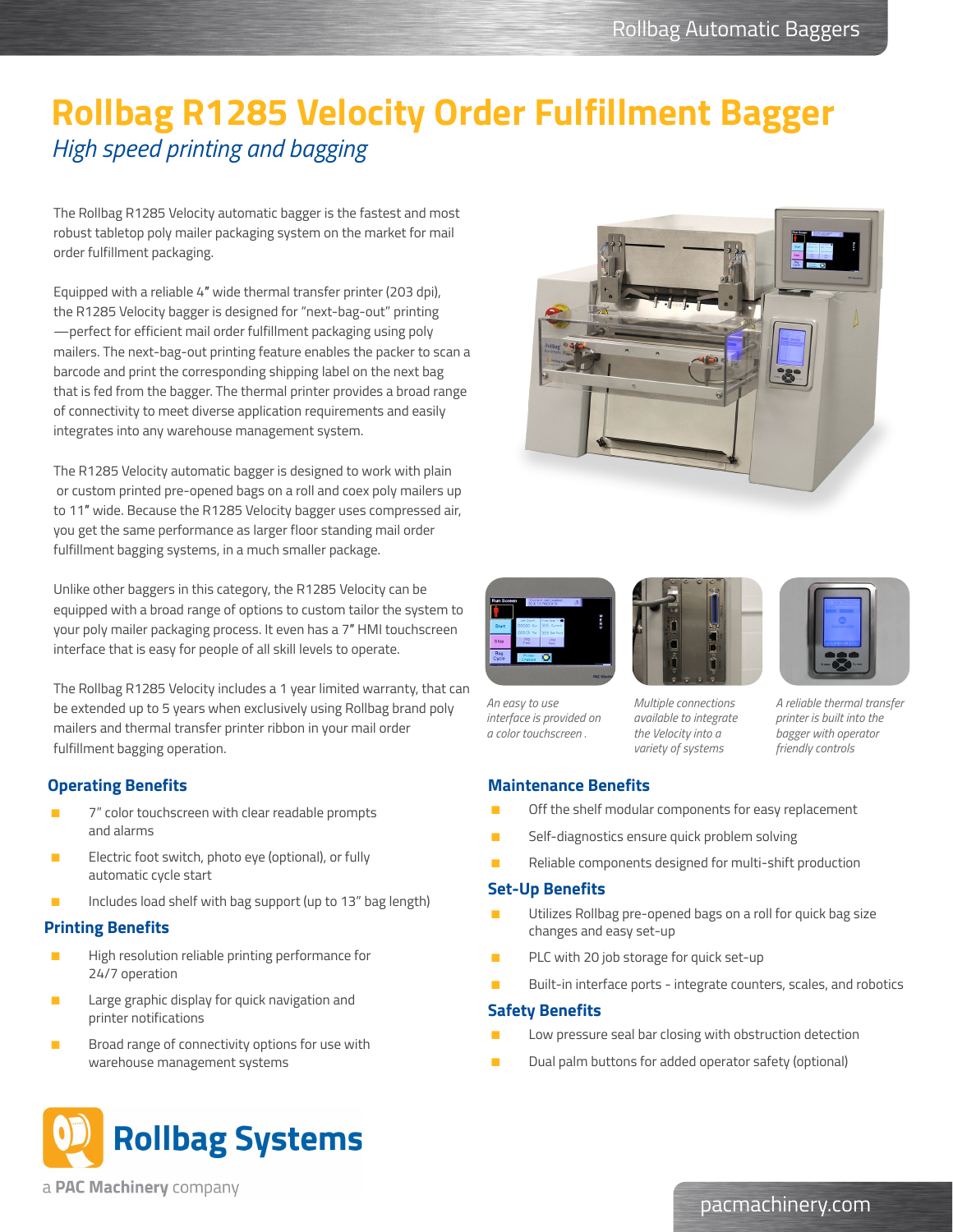# Rollbag R1285 Velocity Order Fulfillment Bagger

*High speed printing and bagging*

The Rollbag R1285 Velocity automatic bagger is the fastest and most robust tabletop poly mailer packaging system on the market for mail order fulfillment packaging.

Equipped with a reliable 4" wide thermal transfer printer (203 dpi), the R1285 Velocity bagger is designed for "next-bag-out" printing —perfect for efficient mail order fulfillment packaging using poly mailers. The next-bag-out printing feature enables the packer to scan a barcode and print the corresponding shipping label on the next bag that is fed from the bagger. The thermal printer provides a broad range of connectivity to meet diverse application requirements and easily integrates into any warehouse management system.

The R1285 Velocity automatic bagger is designed to work with plain or custom printed pre-opened bags on a roll and coex poly mailers up to 11" wide. Because the R1285 Velocity bagger uses compressed air, you get the same performance as larger floor standing mail order fulfillment bagging systems, in a much smaller package.

Unlike other baggers in this category, the R1285 Velocity can be equipped with a broad range of options to custom tailor the system to your poly mailer packaging process. It even has a 7" HMI touchscreen interface that is easy for people of all skill levels to operate.

The Rollbag R1285 Velocity includes a 1 year limited warranty, that can be extended up to 5 years when exclusively using Rollbag brand poly mailers and thermal transfer printer ribbon in your mail order fulfillment bagging operation.

*An easy to use interface is provided on a color touchscreen .*

*Multiple connections available to integrate the Velocity into a variety of systems*

*A reliable thermal transfer printer is built into the bagger with operator friendly controls*

## Operating Benefits

- 7" color touchscreen with clear readable prompts and alarms
- Electric foot switch, photo eye (optional), or fully automatic cycle start
- Includes load shelf with bag support (up to 13" bag length)

## Printing Benefits

- High resolution reliable printing performance for 24/7 operation
- Large graphic display for quick navigation and printer notifications
- Broad range of connectivity options for use with warehouse management systems

## Maintenance Benefits

- Off the shelf modular components for easy replacement
- Self-diagnostics ensure quick problem solving
- Reliable components designed for multi-shift production

## Set-Up Benefits

- Utilizes Rollbag pre-opened bags on a roll for quick bag size changes and easy set-up
- PLC with 20 job storage for quick set-up
- Built-in interface ports - integrate counters, scales, and robotics

## Safety Benefits

- Low pressure seal bar closing with obstruction detection
- Dual palm buttons for added operator safety (optional)

**Rollbag Systems**

a **PAC Machinery** company

pacmachinery.com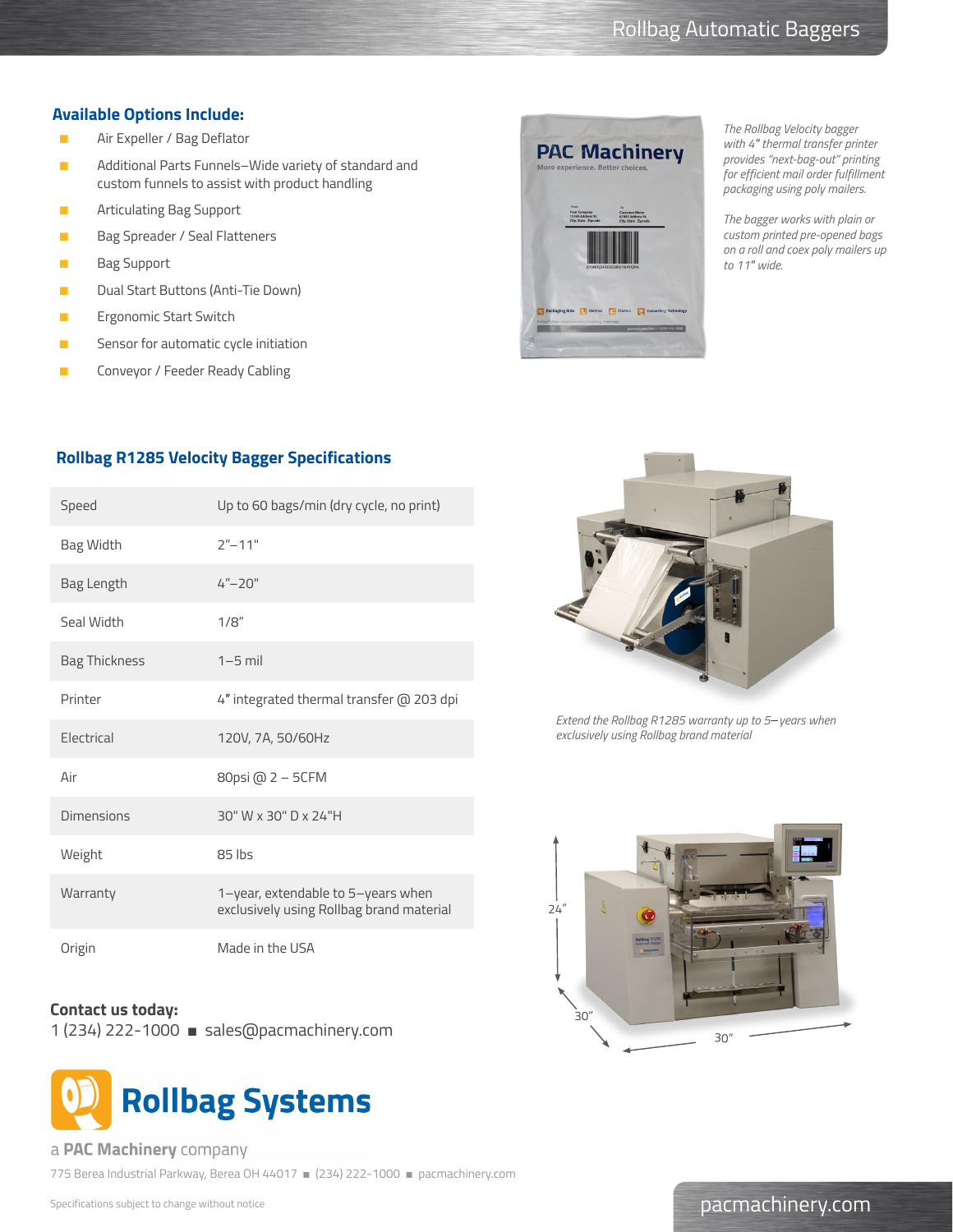## Available Options Include:

- Air Expeller / Bag Deflator
- Additional Parts Funnels–Wide variety of standard and custom funnels to assist with product handling
- Articulating Bag Support
- Bag Spreader / Seal Flatteners
- Bag Support
- Dual Start Buttons (Anti-Tie Down)
- Ergonomic Start Switch
- Sensor for automatic cycle initiation
- Conveyor / Feeder Ready Cabling

*The Rollbag Velocity bagger with 4" thermal transfer printer provides "next-bag-out" printing for efficient mail order fulfillment packaging using poly mailers.*

*The bagger works with plain or custom printed pre-opened bags on a roll and coex poly mailers up to 11" wide.*

## Rollbag R1285 Velocity Bagger Specifications

| | |
|---|---|
| Speed | Up to 60 bags/min (dry cycle, no print) |
| Bag Width | 2"–11" |
| Bag Length | 4"–20" |
| Seal Width | 1/8" |
| Bag Thickness | 1–5 mil |
| Printer | 4" integrated thermal transfer @ 203 dpi |
| Electrical | 120V, 7A, 50/60Hz |
| Air | 80psi @ 2 – 5CFM |
| Dimensions | 30" W x 30" D x 24"H |
| Weight | 85 lbs |
| Warranty | 1–year, extendable to 5–years when exclusively using Rollbag brand material |
| Origin | Made in the USA |

*Extend the Rollbag R1285 warranty up to 5–years when exclusively using Rollbag brand material*

24"
30"
30"

**Contact us today:**
1 (234) 222-1000 ■ sales@pacmachinery.com

# Rollbag Systems

a **PAC Machinery** company

775 Berea Industrial Parkway, Berea OH 44017 ■ (234) 222-1000 ■ pacmachinery.com

Specifications subject to change without notice

pacmachinery.com